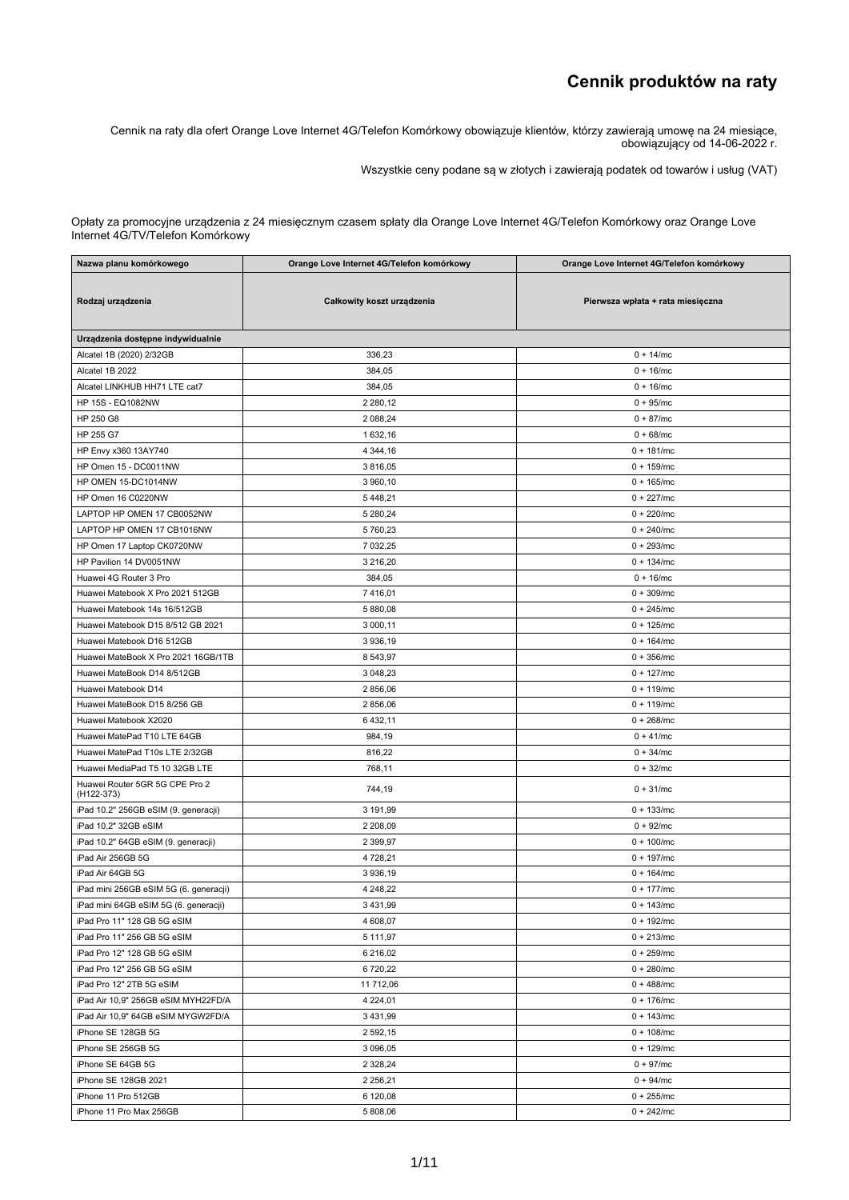# Cennik produktów na raty

Cennik na raty dla ofert Orange Love Internet 4G/Telefon Komórkowy obowiązuje klientów, którzy zawierają umowę na 24 miesiące, obowiązujący od 14-06-2022 r.

Wszystkie ceny podane są w złotych i zawierają podatek od towarów i usług (VAT)

Opłaty za promocyjne urządzenia z 24 miesięcznym czasem spłaty dla Orange Love Internet 4G/Telefon Komórkowy oraz Orange Love Internet 4G/TV/Telefon Komórkowy

| Nazwa planu komórkowego | Orange Love Internet 4G/Telefon komórkowy | Orange Love Internet 4G/Telefon komórkowy |
|---|---|---|
| Rodzaj urządzenia | Całkowity koszt urządzenia | Pierwsza wpłata + rata miesięczna |
| **Urządzenia dostępne indywidualnie** | | |
| Alcatel 1B (2020) 2/32GB | 336,23 | 0 + 14/mc |
| Alcatel 1B 2022 | 384,05 | 0 + 16/mc |
| Alcatel LINKHUB HH71 LTE cat7 | 384,05 | 0 + 16/mc |
| HP 15S - EQ1082NW | 2 280,12 | 0 + 95/mc |
| HP 250 G8 | 2 088,24 | 0 + 87/mc |
| HP 255 G7 | 1 632,16 | 0 + 68/mc |
| HP Envy x360 13AY740 | 4 344,16 | 0 + 181/mc |
| HP Omen 15 - DC0011NW | 3 816,05 | 0 + 159/mc |
| HP OMEN 15-DC1014NW | 3 960,10 | 0 + 165/mc |
| HP Omen 16 C0220NW | 5 448,21 | 0 + 227/mc |
| LAPTOP HP OMEN 17 CB0052NW | 5 280,24 | 0 + 220/mc |
| LAPTOP HP OMEN 17 CB1016NW | 5 760,23 | 0 + 240/mc |
| HP Omen 17 Laptop CK0720NW | 7 032,25 | 0 + 293/mc |
| HP Pavilion 14 DV0051NW | 3 216,20 | 0 + 134/mc |
| Huawei 4G Router 3 Pro | 384,05 | 0 + 16/mc |
| Huawei Matebook X Pro 2021 512GB | 7 416,01 | 0 + 309/mc |
| Huawei Matebook 14s 16/512GB | 5 880,08 | 0 + 245/mc |
| Huawei Matebook D15 8/512 GB 2021 | 3 000,11 | 0 + 125/mc |
| Huawei Matebook D16 512GB | 3 936,19 | 0 + 164/mc |
| Huawei MateBook X Pro 2021 16GB/1TB | 8 543,97 | 0 + 356/mc |
| Huawei MateBook D14 8/512GB | 3 048,23 | 0 + 127/mc |
| Huawei Matebook D14 | 2 856,06 | 0 + 119/mc |
| Huawei MateBook D15 8/256 GB | 2 856,06 | 0 + 119/mc |
| Huawei Matebook X2020 | 6 432,11 | 0 + 268/mc |
| Huawei MatePad T10 LTE 64GB | 984,19 | 0 + 41/mc |
| Huawei MatePad T10s LTE 2/32GB | 816,22 | 0 + 34/mc |
| Huawei MediaPad T5 10 32GB LTE | 768,11 | 0 + 32/mc |
| Huawei Router 5GR 5G CPE Pro 2 (H122-373) | 744,19 | 0 + 31/mc |
| iPad 10.2" 256GB eSIM (9. generacji) | 3 191,99 | 0 + 133/mc |
| iPad 10,2" 32GB eSIM | 2 208,09 | 0 + 92/mc |
| iPad 10.2" 64GB eSIM (9. generacji) | 2 399,97 | 0 + 100/mc |
| iPad Air 256GB 5G | 4 728,21 | 0 + 197/mc |
| iPad Air 64GB 5G | 3 936,19 | 0 + 164/mc |
| iPad mini 256GB eSIM 5G (6. generacji) | 4 248,22 | 0 + 177/mc |
| iPad mini 64GB eSIM 5G (6. generacji) | 3 431,99 | 0 + 143/mc |
| iPad Pro 11" 128 GB 5G eSIM | 4 608,07 | 0 + 192/mc |
| iPad Pro 11" 256 GB 5G eSIM | 5 111,97 | 0 + 213/mc |
| iPad Pro 12" 128 GB 5G eSIM | 6 216,02 | 0 + 259/mc |
| iPad Pro 12" 256 GB 5G eSIM | 6 720,22 | 0 + 280/mc |
| iPad Pro 12" 2TB 5G eSIM | 11 712,06 | 0 + 488/mc |
| iPad Air 10,9" 256GB eSIM MYH22FD/A | 4 224,01 | 0 + 176/mc |
| iPad Air 10,9" 64GB eSIM MYGW2FD/A | 3 431,99 | 0 + 143/mc |
| iPhone SE 128GB 5G | 2 592,15 | 0 + 108/mc |
| iPhone SE 256GB 5G | 3 096,05 | 0 + 129/mc |
| iPhone SE 64GB 5G | 2 328,24 | 0 + 97/mc |
| iPhone SE 128GB 2021 | 2 256,21 | 0 + 94/mc |
| iPhone 11 Pro 512GB | 6 120,08 | 0 + 255/mc |
| iPhone 11 Pro Max 256GB | 5 808,06 | 0 + 242/mc |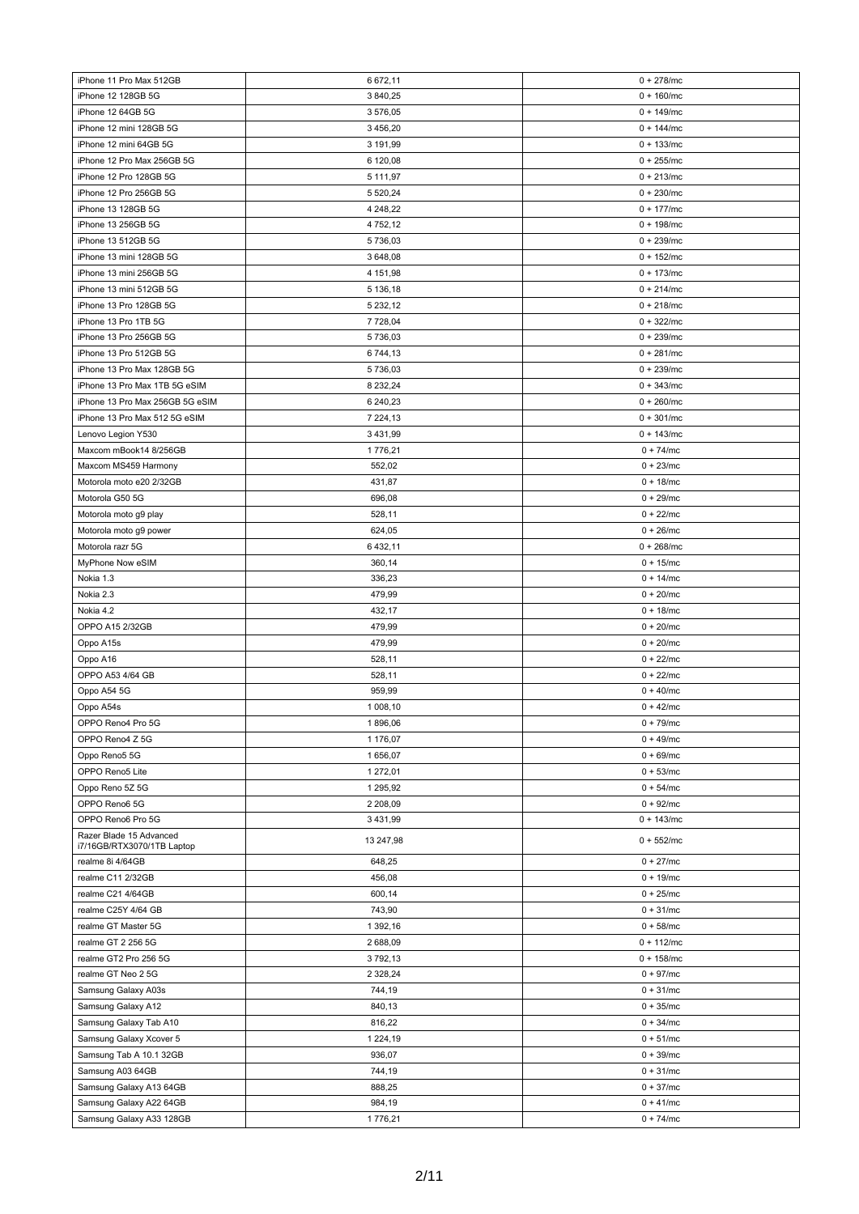| | | |
|---|---|---|
| iPhone 11 Pro Max 512GB | 6 672,11 | 0 + 278/mc |
| iPhone 12 128GB 5G | 3 840,25 | 0 + 160/mc |
| iPhone 12 64GB 5G | 3 576,05 | 0 + 149/mc |
| iPhone 12 mini 128GB 5G | 3 456,20 | 0 + 144/mc |
| iPhone 12 mini 64GB 5G | 3 191,99 | 0 + 133/mc |
| iPhone 12 Pro Max 256GB 5G | 6 120,08 | 0 + 255/mc |
| iPhone 12 Pro 128GB 5G | 5 111,97 | 0 + 213/mc |
| iPhone 12 Pro 256GB 5G | 5 520,24 | 0 + 230/mc |
| iPhone 13 128GB 5G | 4 248,22 | 0 + 177/mc |
| iPhone 13 256GB 5G | 4 752,12 | 0 + 198/mc |
| iPhone 13 512GB 5G | 5 736,03 | 0 + 239/mc |
| iPhone 13 mini 128GB 5G | 3 648,08 | 0 + 152/mc |
| iPhone 13 mini 256GB 5G | 4 151,98 | 0 + 173/mc |
| iPhone 13 mini 512GB 5G | 5 136,18 | 0 + 214/mc |
| iPhone 13 Pro 128GB 5G | 5 232,12 | 0 + 218/mc |
| iPhone 13 Pro 1TB 5G | 7 728,04 | 0 + 322/mc |
| iPhone 13 Pro 256GB 5G | 5 736,03 | 0 + 239/mc |
| iPhone 13 Pro 512GB 5G | 6 744,13 | 0 + 281/mc |
| iPhone 13 Pro Max 128GB 5G | 5 736,03 | 0 + 239/mc |
| iPhone 13 Pro Max 1TB 5G eSIM | 8 232,24 | 0 + 343/mc |
| iPhone 13 Pro Max 256GB 5G eSIM | 6 240,23 | 0 + 260/mc |
| iPhone 13 Pro Max 512 5G eSIM | 7 224,13 | 0 + 301/mc |
| Lenovo Legion Y530 | 3 431,99 | 0 + 143/mc |
| Maxcom mBook14 8/256GB | 1 776,21 | 0 + 74/mc |
| Maxcom MS459 Harmony | 552,02 | 0 + 23/mc |
| Motorola moto e20 2/32GB | 431,87 | 0 + 18/mc |
| Motorola G50 5G | 696,08 | 0 + 29/mc |
| Motorola moto g9 play | 528,11 | 0 + 22/mc |
| Motorola moto g9 power | 624,05 | 0 + 26/mc |
| Motorola razr 5G | 6 432,11 | 0 + 268/mc |
| MyPhone Now eSIM | 360,14 | 0 + 15/mc |
| Nokia 1.3 | 336,23 | 0 + 14/mc |
| Nokia 2.3 | 479,99 | 0 + 20/mc |
| Nokia 4.2 | 432,17 | 0 + 18/mc |
| OPPO A15 2/32GB | 479,99 | 0 + 20/mc |
| Oppo A15s | 479,99 | 0 + 20/mc |
| Oppo A16 | 528,11 | 0 + 22/mc |
| OPPO A53 4/64 GB | 528,11 | 0 + 22/mc |
| Oppo A54 5G | 959,99 | 0 + 40/mc |
| Oppo A54s | 1 008,10 | 0 + 42/mc |
| OPPO Reno4 Pro 5G | 1 896,06 | 0 + 79/mc |
| OPPO Reno4 Z 5G | 1 176,07 | 0 + 49/mc |
| Oppo Reno5 5G | 1 656,07 | 0 + 69/mc |
| OPPO Reno5 Lite | 1 272,01 | 0 + 53/mc |
| Oppo Reno 5Z 5G | 1 295,92 | 0 + 54/mc |
| OPPO Reno6 5G | 2 208,09 | 0 + 92/mc |
| OPPO Reno6 Pro 5G | 3 431,99 | 0 + 143/mc |
| Razer Blade 15 Advanced i7/16GB/RTX3070/1TB Laptop | 13 247,98 | 0 + 552/mc |
| realme 8i 4/64GB | 648,25 | 0 + 27/mc |
| realme C11 2/32GB | 456,08 | 0 + 19/mc |
| realme C21 4/64GB | 600,14 | 0 + 25/mc |
| realme C25Y 4/64 GB | 743,90 | 0 + 31/mc |
| realme GT Master 5G | 1 392,16 | 0 + 58/mc |
| realme GT 2 256 5G | 2 688,09 | 0 + 112/mc |
| realme GT2 Pro 256 5G | 3 792,13 | 0 + 158/mc |
| realme GT Neo 2 5G | 2 328,24 | 0 + 97/mc |
| Samsung Galaxy A03s | 744,19 | 0 + 31/mc |
| Samsung Galaxy A12 | 840,13 | 0 + 35/mc |
| Samsung Galaxy Tab A10 | 816,22 | 0 + 34/mc |
| Samsung Galaxy Xcover 5 | 1 224,19 | 0 + 51/mc |
| Samsung Tab A 10.1 32GB | 936,07 | 0 + 39/mc |
| Samsung A03 64GB | 744,19 | 0 + 31/mc |
| Samsung Galaxy A13 64GB | 888,25 | 0 + 37/mc |
| Samsung Galaxy A22 64GB | 984,19 | 0 + 41/mc |
| Samsung Galaxy A33 128GB | 1 776,21 | 0 + 74/mc |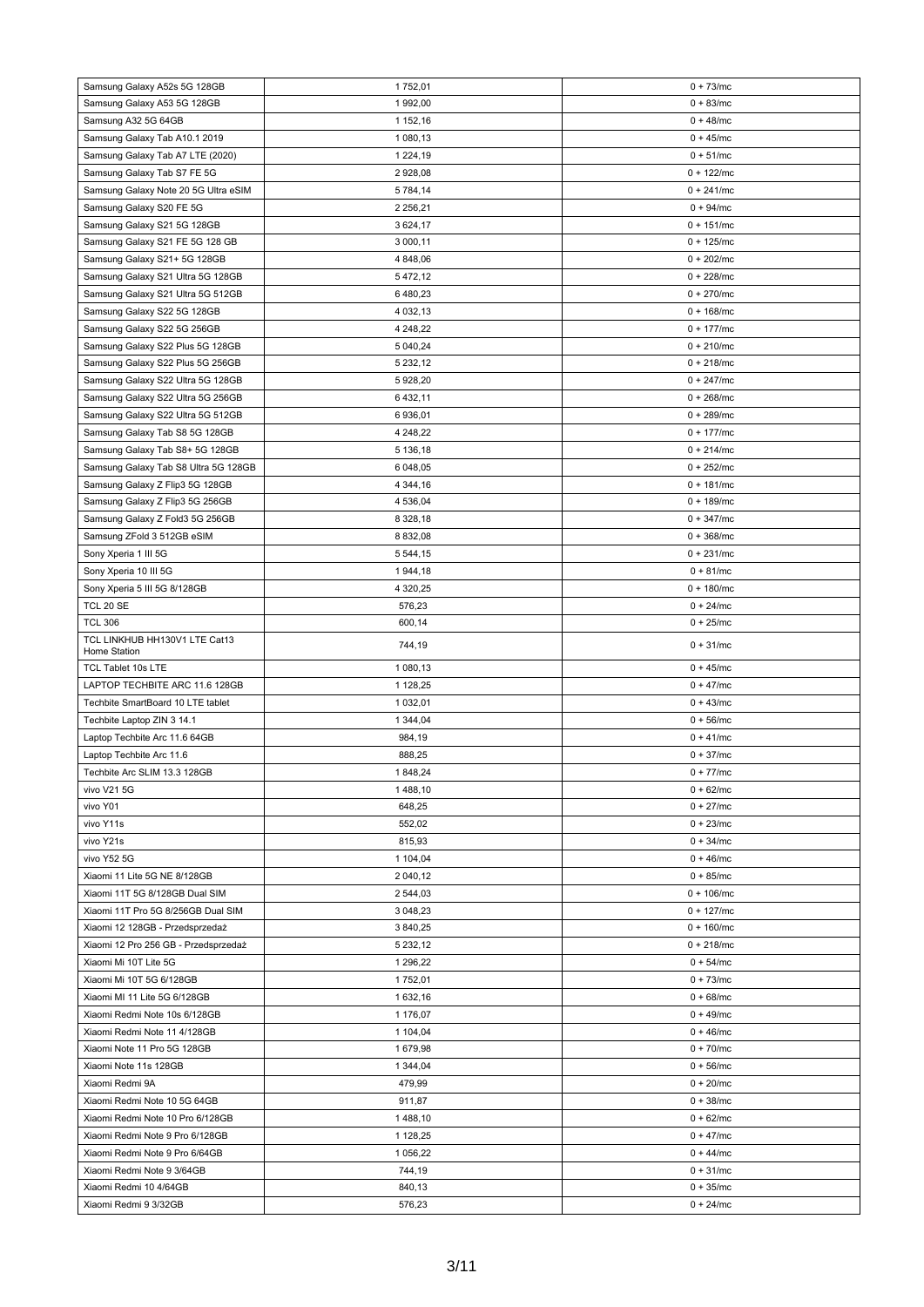| Samsung Galaxy A52s 5G 128GB | 1 752,01 | 0 + 73/mc |
|---|---|---|
| Samsung Galaxy A53 5G 128GB | 1 992,00 | 0 + 83/mc |
| Samsung A32 5G 64GB | 1 152,16 | 0 + 48/mc |
| Samsung Galaxy Tab A10.1 2019 | 1 080,13 | 0 + 45/mc |
| Samsung Galaxy Tab A7 LTE (2020) | 1 224,19 | 0 + 51/mc |
| Samsung Galaxy Tab S7 FE 5G | 2 928,08 | 0 + 122/mc |
| Samsung Galaxy Note 20 5G Ultra eSIM | 5 784,14 | 0 + 241/mc |
| Samsung Galaxy S20 FE 5G | 2 256,21 | 0 + 94/mc |
| Samsung Galaxy S21 5G 128GB | 3 624,17 | 0 + 151/mc |
| Samsung Galaxy S21 FE 5G 128 GB | 3 000,11 | 0 + 125/mc |
| Samsung Galaxy S21+ 5G 128GB | 4 848,06 | 0 + 202/mc |
| Samsung Galaxy S21 Ultra 5G 128GB | 5 472,12 | 0 + 228/mc |
| Samsung Galaxy S21 Ultra 5G 512GB | 6 480,23 | 0 + 270/mc |
| Samsung Galaxy S22 5G 128GB | 4 032,13 | 0 + 168/mc |
| Samsung Galaxy S22 5G 256GB | 4 248,22 | 0 + 177/mc |
| Samsung Galaxy S22 Plus 5G 128GB | 5 040,24 | 0 + 210/mc |
| Samsung Galaxy S22 Plus 5G 256GB | 5 232,12 | 0 + 218/mc |
| Samsung Galaxy S22 Ultra 5G 128GB | 5 928,20 | 0 + 247/mc |
| Samsung Galaxy S22 Ultra 5G 256GB | 6 432,11 | 0 + 268/mc |
| Samsung Galaxy S22 Ultra 5G 512GB | 6 936,01 | 0 + 289/mc |
| Samsung Galaxy Tab S8 5G 128GB | 4 248,22 | 0 + 177/mc |
| Samsung Galaxy Tab S8+ 5G 128GB | 5 136,18 | 0 + 214/mc |
| Samsung Galaxy Tab S8 Ultra 5G 128GB | 6 048,05 | 0 + 252/mc |
| Samsung Galaxy Z Flip3 5G 128GB | 4 344,16 | 0 + 181/mc |
| Samsung Galaxy Z Flip3 5G 256GB | 4 536,04 | 0 + 189/mc |
| Samsung Galaxy Z Fold3 5G 256GB | 8 328,18 | 0 + 347/mc |
| Samsung ZFold 3 512GB eSIM | 8 832,08 | 0 + 368/mc |
| Sony Xperia 1 III 5G | 5 544,15 | 0 + 231/mc |
| Sony Xperia 10 III 5G | 1 944,18 | 0 + 81/mc |
| Sony Xperia 5 III 5G 8/128GB | 4 320,25 | 0 + 180/mc |
| TCL 20 SE | 576,23 | 0 + 24/mc |
| TCL 306 | 600,14 | 0 + 25/mc |
| TCL LINKHUB HH130V1 LTE Cat13 Home Station | 744,19 | 0 + 31/mc |
| TCL Tablet 10s LTE | 1 080,13 | 0 + 45/mc |
| LAPTOP TECHBITE ARC 11.6 128GB | 1 128,25 | 0 + 47/mc |
| Techbite SmartBoard 10 LTE tablet | 1 032,01 | 0 + 43/mc |
| Techbite Laptop ZIN 3 14.1 | 1 344,04 | 0 + 56/mc |
| Laptop Techbite Arc 11.6 64GB | 984,19 | 0 + 41/mc |
| Laptop Techbite Arc 11.6 | 888,25 | 0 + 37/mc |
| Techbite Arc SLIM 13.3 128GB | 1 848,24 | 0 + 77/mc |
| vivo V21 5G | 1 488,10 | 0 + 62/mc |
| vivo Y01 | 648,25 | 0 + 27/mc |
| vivo Y11s | 552,02 | 0 + 23/mc |
| vivo Y21s | 815,93 | 0 + 34/mc |
| vivo Y52 5G | 1 104,04 | 0 + 46/mc |
| Xiaomi 11 Lite 5G NE 8/128GB | 2 040,12 | 0 + 85/mc |
| Xiaomi 11T 5G 8/128GB Dual SIM | 2 544,03 | 0 + 106/mc |
| Xiaomi 11T Pro 5G 8/256GB Dual SIM | 3 048,23 | 0 + 127/mc |
| Xiaomi 12 128GB - Przedsprzedaż | 3 840,25 | 0 + 160/mc |
| Xiaomi 12 Pro 256 GB - Przedsprzedaż | 5 232,12 | 0 + 218/mc |
| Xiaomi Mi 10T Lite 5G | 1 296,22 | 0 + 54/mc |
| Xiaomi Mi 10T 5G 6/128GB | 1 752,01 | 0 + 73/mc |
| Xiaomi MI 11 Lite 5G 6/128GB | 1 632,16 | 0 + 68/mc |
| Xiaomi Redmi Note 10s 6/128GB | 1 176,07 | 0 + 49/mc |
| Xiaomi Redmi Note 11 4/128GB | 1 104,04 | 0 + 46/mc |
| Xiaomi Note 11 Pro 5G 128GB | 1 679,98 | 0 + 70/mc |
| Xiaomi Note 11s 128GB | 1 344,04 | 0 + 56/mc |
| Xiaomi Redmi 9A | 479,99 | 0 + 20/mc |
| Xiaomi Redmi Note 10 5G 64GB | 911,87 | 0 + 38/mc |
| Xiaomi Redmi Note 10 Pro 6/128GB | 1 488,10 | 0 + 62/mc |
| Xiaomi Redmi Note 9 Pro 6/128GB | 1 128,25 | 0 + 47/mc |
| Xiaomi Redmi Note 9 Pro 6/64GB | 1 056,22 | 0 + 44/mc |
| Xiaomi Redmi Note 9 3/64GB | 744,19 | 0 + 31/mc |
| Xiaomi Redmi 10 4/64GB | 840,13 | 0 + 35/mc |
| Xiaomi Redmi 9 3/32GB | 576,23 | 0 + 24/mc |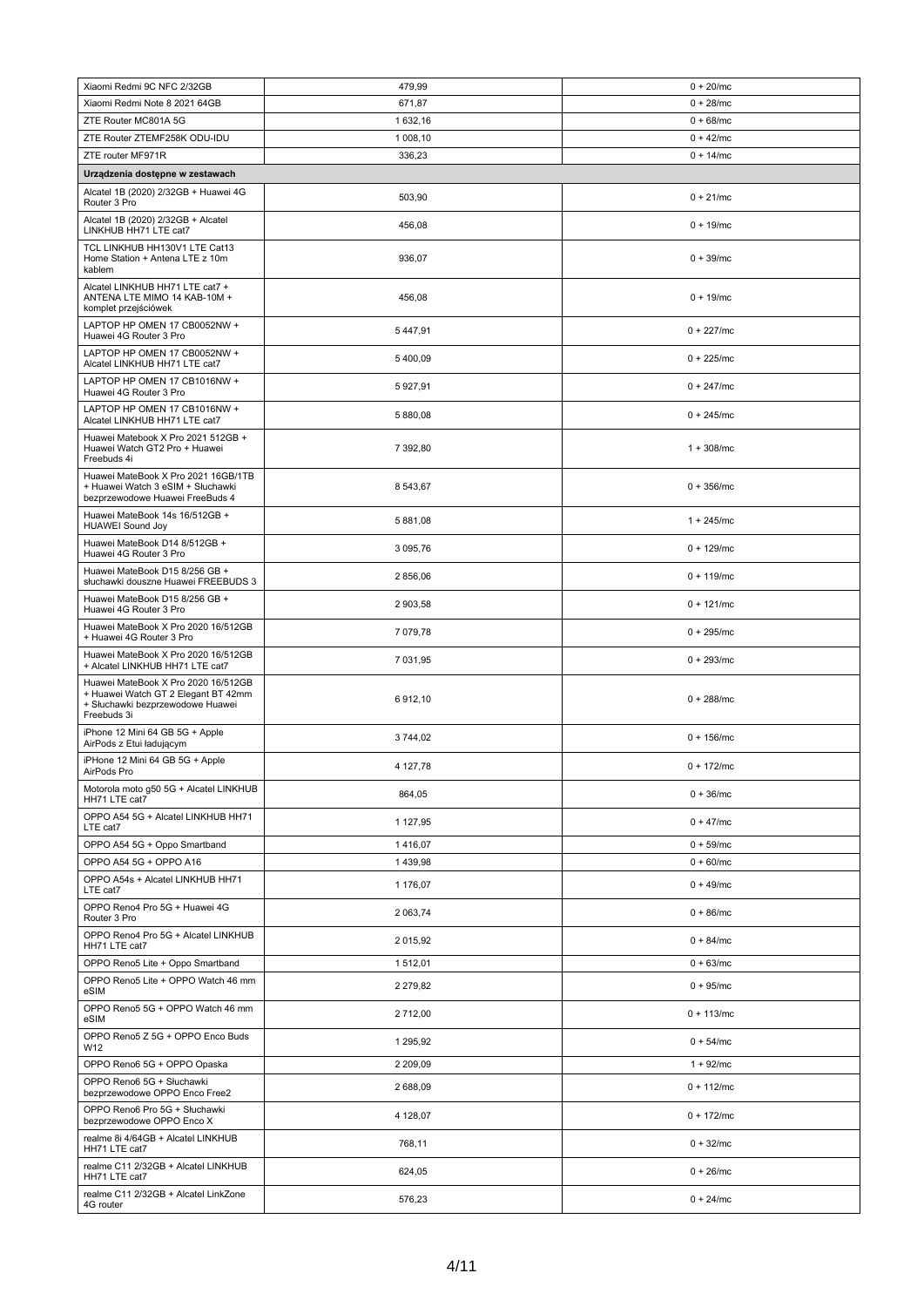| | | |
|---|---|---|
| Xiaomi Redmi 9C NFC 2/32GB | 479,99 | 0 + 20/mc |
| Xiaomi Redmi Note 8 2021 64GB | 671,87 | 0 + 28/mc |
| ZTE Router MC801A 5G | 1 632,16 | 0 + 68/mc |
| ZTE Router ZTEMF258K ODU-IDU | 1 008,10 | 0 + 42/mc |
| ZTE router MF971R | 336,23 | 0 + 14/mc |
| **Urządzenia dostępne w zestawach** | | |
| Alcatel 1B (2020) 2/32GB + Huawei 4G Router 3 Pro | 503,90 | 0 + 21/mc |
| Alcatel 1B (2020) 2/32GB + Alcatel LINKHUB HH71 LTE cat7 | 456,08 | 0 + 19/mc |
| TCL LINKHUB HH130V1 LTE Cat13 Home Station + Antena LTE z 10m kablem | 936,07 | 0 + 39/mc |
| Alcatel LINKHUB HH71 LTE cat7 + ANTENA LTE MIMO 14 KAB-10M + komplet przejściówek | 456,08 | 0 + 19/mc |
| LAPTOP HP OMEN 17 CB0052NW + Huawei 4G Router 3 Pro | 5 447,91 | 0 + 227/mc |
| LAPTOP HP OMEN 17 CB0052NW + Alcatel LINKHUB HH71 LTE cat7 | 5 400,09 | 0 + 225/mc |
| LAPTOP HP OMEN 17 CB1016NW + Huawei 4G Router 3 Pro | 5 927,91 | 0 + 247/mc |
| LAPTOP HP OMEN 17 CB1016NW + Alcatel LINKHUB HH71 LTE cat7 | 5 880,08 | 0 + 245/mc |
| Huawei Matebook X Pro 2021 512GB + Huawei Watch GT2 Pro + Huawei Freebuds 4i | 7 392,80 | 1 + 308/mc |
| Huawei MateBook X Pro 2021 16GB/1TB + Huawei Watch 3 eSIM + Słuchawki bezprzewodowe Huawei FreeBuds 4 | 8 543,67 | 0 + 356/mc |
| Huawei MateBook 14s 16/512GB + HUAWEI Sound Joy | 5 881,08 | 1 + 245/mc |
| Huawei MateBook D14 8/512GB + Huawei 4G Router 3 Pro | 3 095,76 | 0 + 129/mc |
| Huawei MateBook D15 8/256 GB + słuchawki douszne Huawei FREEBUDS 3 | 2 856,06 | 0 + 119/mc |
| Huawei MateBook D15 8/256 GB + Huawei 4G Router 3 Pro | 2 903,58 | 0 + 121/mc |
| Huawei MateBook X Pro 2020 16/512GB + Huawei 4G Router 3 Pro | 7 079,78 | 0 + 295/mc |
| Huawei MateBook X Pro 2020 16/512GB + Alcatel LINKHUB HH71 LTE cat7 | 7 031,95 | 0 + 293/mc |
| Huawei MateBook X Pro 2020 16/512GB + Huawei Watch GT 2 Elegant BT 42mm + Słuchawki bezprzewodowe Huawei Freebuds 3i | 6 912,10 | 0 + 288/mc |
| iPhone 12 Mini 64 GB 5G + Apple AirPods z Etui ładującym | 3 744,02 | 0 + 156/mc |
| iPHone 12 Mini 64 GB 5G + Apple AirPods Pro | 4 127,78 | 0 + 172/mc |
| Motorola moto g50 5G + Alcatel LINKHUB HH71 LTE cat7 | 864,05 | 0 + 36/mc |
| OPPO A54 5G + Alcatel LINKHUB HH71 LTE cat7 | 1 127,95 | 0 + 47/mc |
| OPPO A54 5G + Oppo Smartband | 1 416,07 | 0 + 59/mc |
| OPPO A54 5G + OPPO A16 | 1 439,98 | 0 + 60/mc |
| OPPO A54s + Alcatel LINKHUB HH71 LTE cat7 | 1 176,07 | 0 + 49/mc |
| OPPO Reno4 Pro 5G + Huawei 4G Router 3 Pro | 2 063,74 | 0 + 86/mc |
| OPPO Reno4 Pro 5G + Alcatel LINKHUB HH71 LTE cat7 | 2 015,92 | 0 + 84/mc |
| OPPO Reno5 Lite + Oppo Smartband | 1 512,01 | 0 + 63/mc |
| OPPO Reno5 Lite + OPPO Watch 46 mm eSIM | 2 279,82 | 0 + 95/mc |
| OPPO Reno5 5G + OPPO Watch 46 mm eSIM | 2 712,00 | 0 + 113/mc |
| OPPO Reno5 Z 5G + OPPO Enco Buds W12 | 1 295,92 | 0 + 54/mc |
| OPPO Reno6 5G + OPPO Opaska | 2 209,09 | 1 + 92/mc |
| OPPO Reno6 5G + Słuchawki bezprzewodowe OPPO Enco Free2 | 2 688,09 | 0 + 112/mc |
| OPPO Reno6 Pro 5G + Słuchawki bezprzewodowe OPPO Enco X | 4 128,07 | 0 + 172/mc |
| realme 8i 4/64GB + Alcatel LINKHUB HH71 LTE cat7 | 768,11 | 0 + 32/mc |
| realme C11 2/32GB + Alcatel LINKHUB HH71 LTE cat7 | 624,05 | 0 + 26/mc |
| realme C11 2/32GB + Alcatel LinkZone 4G router | 576,23 | 0 + 24/mc |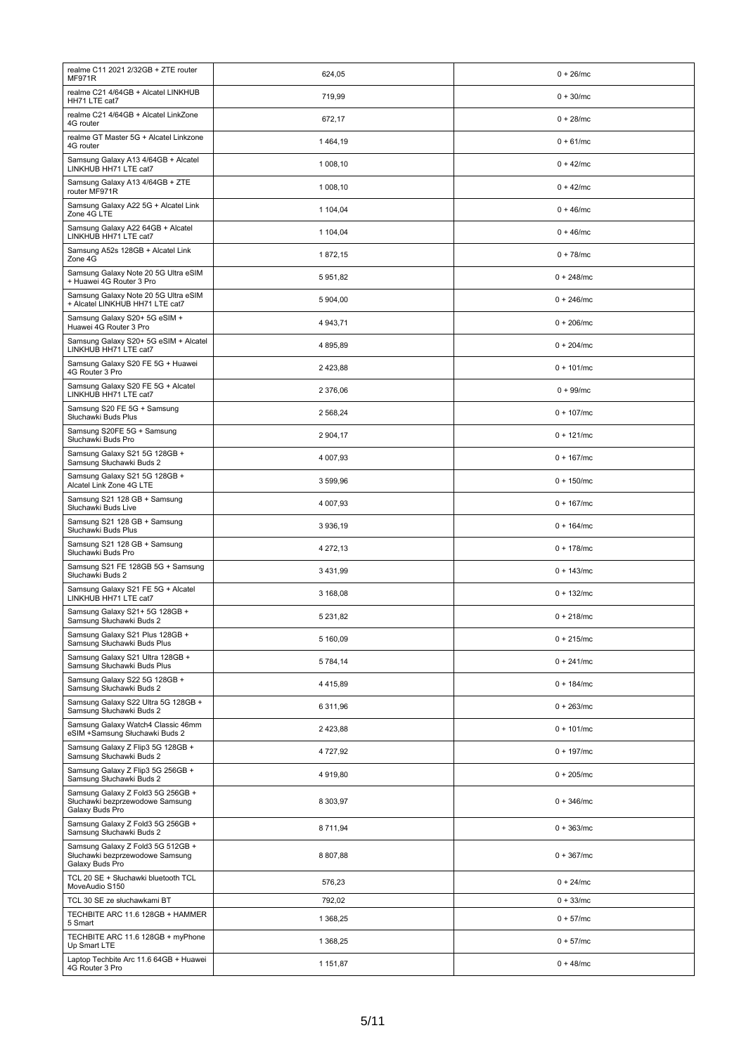| | | |
|---|---|---|
| realme C11 2021 2/32GB + ZTE router MF971R | 624,05 | 0 + 26/mc |
| realme C21 4/64GB + Alcatel LINKHUB HH71 LTE cat7 | 719,99 | 0 + 30/mc |
| realme C21 4/64GB + Alcatel LinkZone 4G router | 672,17 | 0 + 28/mc |
| realme GT Master 5G + Alcatel Linkzone 4G router | 1 464,19 | 0 + 61/mc |
| Samsung Galaxy A13 4/64GB + Alcatel LINKHUB HH71 LTE cat7 | 1 008,10 | 0 + 42/mc |
| Samsung Galaxy A13 4/64GB + ZTE router MF971R | 1 008,10 | 0 + 42/mc |
| Samsung Galaxy A22 5G + Alcatel Link Zone 4G LTE | 1 104,04 | 0 + 46/mc |
| Samsung Galaxy A22 64GB + Alcatel LINKHUB HH71 LTE cat7 | 1 104,04 | 0 + 46/mc |
| Samsung A52s 128GB + Alcatel Link Zone 4G | 1 872,15 | 0 + 78/mc |
| Samsung Galaxy Note 20 5G Ultra eSIM + Huawei 4G Router 3 Pro | 5 951,82 | 0 + 248/mc |
| Samsung Galaxy Note 20 5G Ultra eSIM + Alcatel LINKHUB HH71 LTE cat7 | 5 904,00 | 0 + 246/mc |
| Samsung Galaxy S20+ 5G eSIM + Huawei 4G Router 3 Pro | 4 943,71 | 0 + 206/mc |
| Samsung Galaxy S20+ 5G eSIM + Alcatel LINKHUB HH71 LTE cat7 | 4 895,89 | 0 + 204/mc |
| Samsung Galaxy S20 FE 5G + Huawei 4G Router 3 Pro | 2 423,88 | 0 + 101/mc |
| Samsung Galaxy S20 FE 5G + Alcatel LINKHUB HH71 LTE cat7 | 2 376,06 | 0 + 99/mc |
| Samsung S20 FE 5G + Samsung Słuchawki Buds Plus | 2 568,24 | 0 + 107/mc |
| Samsung S20FE 5G + Samsung Słuchawki Buds Pro | 2 904,17 | 0 + 121/mc |
| Samsung Galaxy S21 5G 128GB + Samsung Słuchawki Buds 2 | 4 007,93 | 0 + 167/mc |
| Samsung Galaxy S21 5G 128GB + Alcatel Link Zone 4G LTE | 3 599,96 | 0 + 150/mc |
| Samsung S21 128 GB + Samsung Słuchawki Buds Live | 4 007,93 | 0 + 167/mc |
| Samsung S21 128 GB + Samsung Słuchawki Buds Plus | 3 936,19 | 0 + 164/mc |
| Samsung S21 128 GB + Samsung Słuchawki Buds Pro | 4 272,13 | 0 + 178/mc |
| Samsung S21 FE 128GB 5G + Samsung Słuchawki Buds 2 | 3 431,99 | 0 + 143/mc |
| Samsung Galaxy S21 FE 5G + Alcatel LINKHUB HH71 LTE cat7 | 3 168,08 | 0 + 132/mc |
| Samsung Galaxy S21+ 5G 128GB + Samsung Słuchawki Buds 2 | 5 231,82 | 0 + 218/mc |
| Samsung Galaxy S21 Plus 128GB + Samsung Słuchawki Buds Plus | 5 160,09 | 0 + 215/mc |
| Samsung Galaxy S21 Ultra 128GB + Samsung Słuchawki Buds Plus | 5 784,14 | 0 + 241/mc |
| Samsung Galaxy S22 5G 128GB + Samsung Słuchawki Buds 2 | 4 415,89 | 0 + 184/mc |
| Samsung Galaxy S22 Ultra 5G 128GB + Samsung Słuchawki Buds 2 | 6 311,96 | 0 + 263/mc |
| Samsung Galaxy Watch4 Classic 46mm eSIM +Samsung Słuchawki Buds 2 | 2 423,88 | 0 + 101/mc |
| Samsung Galaxy Z Flip3 5G 128GB + Samsung Słuchawki Buds 2 | 4 727,92 | 0 + 197/mc |
| Samsung Galaxy Z Flip3 5G 256GB + Samsung Słuchawki Buds 2 | 4 919,80 | 0 + 205/mc |
| Samsung Galaxy Z Fold3 5G 256GB + Słuchawki bezprzewodowe Samsung Galaxy Buds Pro | 8 303,97 | 0 + 346/mc |
| Samsung Galaxy Z Fold3 5G 256GB + Samsung Słuchawki Buds 2 | 8 711,94 | 0 + 363/mc |
| Samsung Galaxy Z Fold3 5G 512GB + Słuchawki bezprzewodowe Samsung Galaxy Buds Pro | 8 807,88 | 0 + 367/mc |
| TCL 20 SE + Słuchawki bluetooth TCL MoveAudio S150 | 576,23 | 0 + 24/mc |
| TCL 30 SE ze słuchawkami BT | 792,02 | 0 + 33/mc |
| TECHBITE ARC 11.6 128GB + HAMMER 5 Smart | 1 368,25 | 0 + 57/mc |
| TECHBITE ARC 11.6 128GB + myPhone Up Smart LTE | 1 368,25 | 0 + 57/mc |
| Laptop Techbite Arc 11.6 64GB + Huawei 4G Router 3 Pro | 1 151,87 | 0 + 48/mc |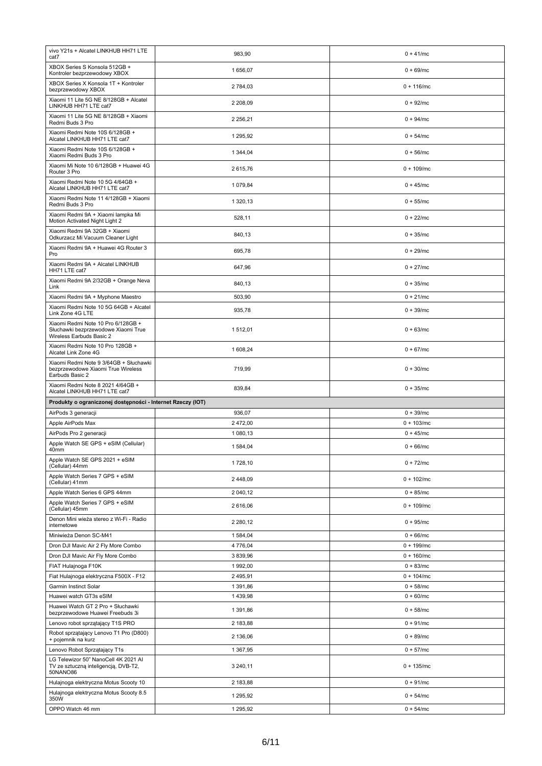| | | |
|---|---|---|
| vivo Y21s + Alcatel LINKHUB HH71 LTE cat7 | 983,90 | 0 + 41/mc |
| XBOX Series S Konsola 512GB + Kontroler bezprzewodowy XBOX | 1 656,07 | 0 + 69/mc |
| XBOX Series X Konsola 1T + Kontroler bezprzewodowy XBOX | 2 784,03 | 0 + 116/mc |
| Xiaomi 11 Lite 5G NE 8/128GB + Alcatel LINKHUB HH71 LTE cat7 | 2 208,09 | 0 + 92/mc |
| Xiaomi 11 Lite 5G NE 8/128GB + Xiaomi Redmi Buds 3 Pro | 2 256,21 | 0 + 94/mc |
| Xiaomi Redmi Note 10S 6/128GB + Alcatel LINKHUB HH71 LTE cat7 | 1 295,92 | 0 + 54/mc |
| Xiaomi Redmi Note 10S 6/128GB + Xiaomi Redmi Buds 3 Pro | 1 344,04 | 0 + 56/mc |
| Xiaomi Mi Note 10 6/128GB + Huawei 4G Router 3 Pro | 2 615,76 | 0 + 109/mc |
| Xiaomi Redmi Note 10 5G 4/64GB + Alcatel LINKHUB HH71 LTE cat7 | 1 079,84 | 0 + 45/mc |
| Xiaomi Redmi Note 11 4/128GB + Xiaomi Redmi Buds 3 Pro | 1 320,13 | 0 + 55/mc |
| Xiaomi Redmi 9A + Xiaomi lampka Mi Motion Activated Night Light 2 | 528,11 | 0 + 22/mc |
| Xiaomi Redmi 9A 32GB + Xiaomi Odkurzacz Mi Vacuum Cleaner Light | 840,13 | 0 + 35/mc |
| Xiaomi Redmi 9A + Huawei 4G Router 3 Pro | 695,78 | 0 + 29/mc |
| Xiaomi Redmi 9A + Alcatel LINKHUB HH71 LTE cat7 | 647,96 | 0 + 27/mc |
| Xiaomi Redmi 9A 2/32GB + Orange Neva Link | 840,13 | 0 + 35/mc |
| Xiaomi Redmi 9A + Myphone Maestro | 503,90 | 0 + 21/mc |
| Xiaomi Redmi Note 10 5G 64GB + Alcatel Link Zone 4G LTE | 935,78 | 0 + 39/mc |
| Xiaomi Redmi Note 10 Pro 6/128GB + Słuchawki bezprzewodowe Xiaomi True Wireless Earbuds Basic 2 | 1 512,01 | 0 + 63/mc |
| Xiaomi Redmi Note 10 Pro 128GB + Alcatel Link Zone 4G | 1 608,24 | 0 + 67/mc |
| Xiaomi Redmi Note 9 3/64GB + Słuchawki bezprzewodowe Xiaomi True Wireless Earbuds Basic 2 | 719,99 | 0 + 30/mc |
| Xiaomi Redmi Note 8 2021 4/64GB + Alcatel LINKHUB HH71 LTE cat7 | 839,84 | 0 + 35/mc |
| **Produkty o ograniczonej dostępności - Internet Rzeczy (IOT)** | | |
| AirPods 3 generacji | 936,07 | 0 + 39/mc |
| Apple AirPods Max | 2 472,00 | 0 + 103/mc |
| AirPods Pro 2 generacji | 1 080,13 | 0 + 45/mc |
| Apple Watch SE GPS + eSIM (Cellular) 40mm | 1 584,04 | 0 + 66/mc |
| Apple Watch SE GPS 2021 + eSIM (Cellular) 44mm | 1 728,10 | 0 + 72/mc |
| Apple Watch Series 7 GPS + eSIM (Cellular) 41mm | 2 448,09 | 0 + 102/mc |
| Apple Watch Series 6 GPS 44mm | 2 040,12 | 0 + 85/mc |
| Apple Watch Series 7 GPS + eSIM (Cellular) 45mm | 2 616,06 | 0 + 109/mc |
| Denon Mini wieża stereo z Wi-Fi - Radio internetowe | 2 280,12 | 0 + 95/mc |
| Miniwieża Denon SC-M41 | 1 584,04 | 0 + 66/mc |
| Dron DJI Mavic Air 2 Fly More Combo | 4 776,04 | 0 + 199/mc |
| Dron DJI Mavic Air Fly More Combo | 3 839,96 | 0 + 160/mc |
| FIAT Hulajnoga F10K | 1 992,00 | 0 + 83/mc |
| Fiat Hulajnoga elektryczna F500X - F12 | 2 495,91 | 0 + 104/mc |
| Garmin Instinct Solar | 1 391,86 | 0 + 58/mc |
| Huawei watch GT3s eSIM | 1 439,98 | 0 + 60/mc |
| Huawei Watch GT 2 Pro + Słuchawki bezprzewodowe Huawei Freebuds 3i | 1 391,86 | 0 + 58/mc |
| Lenovo robot sprzątający T1S PRO | 2 183,88 | 0 + 91/mc |
| Robot sprzątający Lenovo T1 Pro (D800) + pojemnik na kurz | 2 136,06 | 0 + 89/mc |
| Lenovo Robot Sprzątający T1s | 1 367,95 | 0 + 57/mc |
| LG Telewizor 50" NanoCell 4K 2021 AI TV ze sztuczną inteligencją, DVB-T2, 50NANO86 | 3 240,11 | 0 + 135/mc |
| Hulajnoga elektryczna Motus Scooty 10 | 2 183,88 | 0 + 91/mc |
| Hulajnoga elektryczna Motus Scooty 8.5 350W | 1 295,92 | 0 + 54/mc |
| OPPO Watch 46 mm | 1 295,92 | 0 + 54/mc |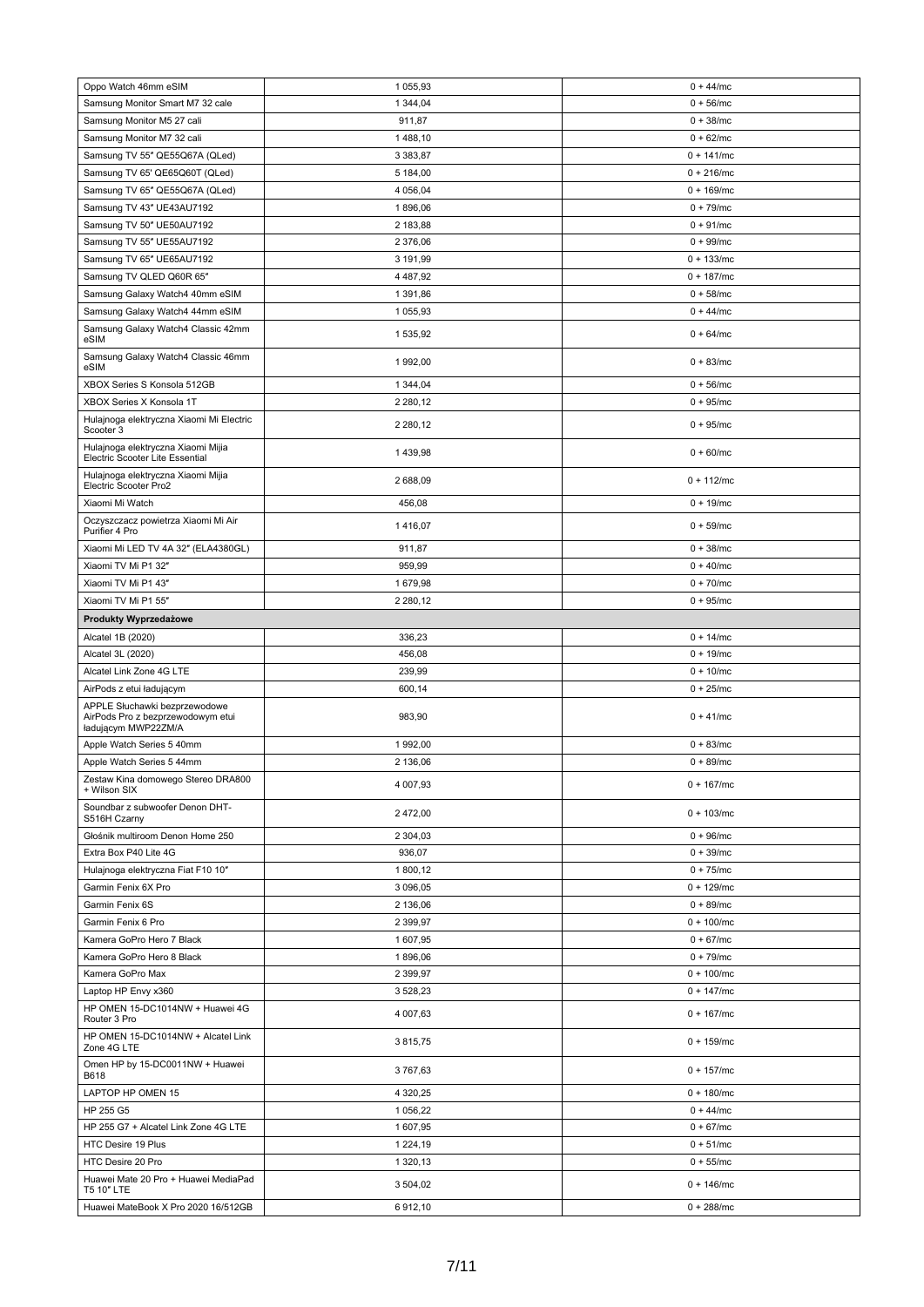| | | |
|---|---|---|
| Oppo Watch 46mm eSIM | 1 055,93 | 0 + 44/mc |
| Samsung Monitor Smart M7 32 cale | 1 344,04 | 0 + 56/mc |
| Samsung Monitor M5 27 cali | 911,87 | 0 + 38/mc |
| Samsung Monitor M7 32 cali | 1 488,10 | 0 + 62/mc |
| Samsung TV 55″ QE55Q67A (QLed) | 3 383,87 | 0 + 141/mc |
| Samsung TV 65' QE65Q60T (QLed) | 5 184,00 | 0 + 216/mc |
| Samsung TV 65″ QE55Q67A (QLed) | 4 056,04 | 0 + 169/mc |
| Samsung TV 43″ UE43AU7192 | 1 896,06 | 0 + 79/mc |
| Samsung TV 50″ UE50AU7192 | 2 183,88 | 0 + 91/mc |
| Samsung TV 55″ UE55AU7192 | 2 376,06 | 0 + 99/mc |
| Samsung TV 65″ UE65AU7192 | 3 191,99 | 0 + 133/mc |
| Samsung TV QLED Q60R 65″ | 4 487,92 | 0 + 187/mc |
| Samsung Galaxy Watch4 40mm eSIM | 1 391,86 | 0 + 58/mc |
| Samsung Galaxy Watch4 44mm eSIM | 1 055,93 | 0 + 44/mc |
| Samsung Galaxy Watch4 Classic 42mm eSIM | 1 535,92 | 0 + 64/mc |
| Samsung Galaxy Watch4 Classic 46mm eSIM | 1 992,00 | 0 + 83/mc |
| XBOX Series S Konsola 512GB | 1 344,04 | 0 + 56/mc |
| XBOX Series X Konsola 1T | 2 280,12 | 0 + 95/mc |
| Hulajnoga elektryczna Xiaomi Mi Electric Scooter 3 | 2 280,12 | 0 + 95/mc |
| Hulajnoga elektryczna Xiaomi Mijia Electric Scooter Lite Essential | 1 439,98 | 0 + 60/mc |
| Hulajnoga elektryczna Xiaomi Mijia Electric Scooter Pro2 | 2 688,09 | 0 + 112/mc |
| Xiaomi Mi Watch | 456,08 | 0 + 19/mc |
| Oczyszczacz powietrza Xiaomi Mi Air Purifier 4 Pro | 1 416,07 | 0 + 59/mc |
| Xiaomi Mi LED TV 4A 32″ (ELA4380GL) | 911,87 | 0 + 38/mc |
| Xiaomi TV Mi P1 32″ | 959,99 | 0 + 40/mc |
| Xiaomi TV Mi P1 43″ | 1 679,98 | 0 + 70/mc |
| Xiaomi TV Mi P1 55″ | 2 280,12 | 0 + 95/mc |
| **Produkty Wyprzedażowe** | | |
| Alcatel 1B (2020) | 336,23 | 0 + 14/mc |
| Alcatel 3L (2020) | 456,08 | 0 + 19/mc |
| Alcatel Link Zone 4G LTE | 239,99 | 0 + 10/mc |
| AirPods z etui ładującym | 600,14 | 0 + 25/mc |
| APPLE Słuchawki bezprzewodowe AirPods Pro z bezprzewodowym etui ładującym MWP22ZM/A | 983,90 | 0 + 41/mc |
| Apple Watch Series 5 40mm | 1 992,00 | 0 + 83/mc |
| Apple Watch Series 5 44mm | 2 136,06 | 0 + 89/mc |
| Zestaw Kina domowego Stereo DRA800 + Wilson SIX | 4 007,93 | 0 + 167/mc |
| Soundbar z subwoofer Denon DHT-S516H Czarny | 2 472,00 | 0 + 103/mc |
| Głośnik multiroom Denon Home 250 | 2 304,03 | 0 + 96/mc |
| Extra Box P40 Lite 4G | 936,07 | 0 + 39/mc |
| Hulajnoga elektryczna Fiat F10 10″ | 1 800,12 | 0 + 75/mc |
| Garmin Fenix 6X Pro | 3 096,05 | 0 + 129/mc |
| Garmin Fenix 6S | 2 136,06 | 0 + 89/mc |
| Garmin Fenix 6 Pro | 2 399,97 | 0 + 100/mc |
| Kamera GoPro Hero 7 Black | 1 607,95 | 0 + 67/mc |
| Kamera GoPro Hero 8 Black | 1 896,06 | 0 + 79/mc |
| Kamera GoPro Max | 2 399,97 | 0 + 100/mc |
| Laptop HP Envy x360 | 3 528,23 | 0 + 147/mc |
| HP OMEN 15-DC1014NW + Huawei 4G Router 3 Pro | 4 007,63 | 0 + 167/mc |
| HP OMEN 15-DC1014NW + Alcatel Link Zone 4G LTE | 3 815,75 | 0 + 159/mc |
| Omen HP by 15-DC0011NW + Huawei B618 | 3 767,63 | 0 + 157/mc |
| LAPTOP HP OMEN 15 | 4 320,25 | 0 + 180/mc |
| HP 255 G5 | 1 056,22 | 0 + 44/mc |
| HP 255 G7 + Alcatel Link Zone 4G LTE | 1 607,95 | 0 + 67/mc |
| HTC Desire 19 Plus | 1 224,19 | 0 + 51/mc |
| HTC Desire 20 Pro | 1 320,13 | 0 + 55/mc |
| Huawei Mate 20 Pro + Huawei MediaPad T5 10″ LTE | 3 504,02 | 0 + 146/mc |
| Huawei MateBook X Pro 2020 16/512GB | 6 912,10 | 0 + 288/mc |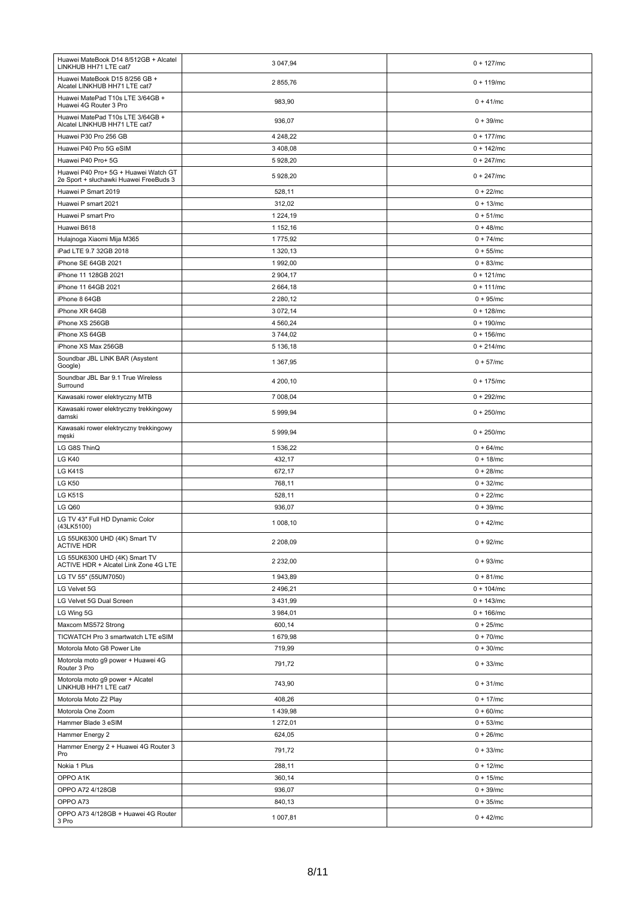| | | |
|---|---|---|
| Huawei MateBook D14 8/512GB + Alcatel LINKHUB HH71 LTE cat7 | 3 047,94 | 0 + 127/mc |
| Huawei MateBook D15 8/256 GB + Alcatel LINKHUB HH71 LTE cat7 | 2 855,76 | 0 + 119/mc |
| Huawei MatePad T10s LTE 3/64GB + Huawei 4G Router 3 Pro | 983,90 | 0 + 41/mc |
| Huawei MatePad T10s LTE 3/64GB + Alcatel LINKHUB HH71 LTE cat7 | 936,07 | 0 + 39/mc |
| Huawei P30 Pro 256 GB | 4 248,22 | 0 + 177/mc |
| Huawei P40 Pro 5G eSIM | 3 408,08 | 0 + 142/mc |
| Huawei P40 Pro+ 5G | 5 928,20 | 0 + 247/mc |
| Huawei P40 Pro+ 5G + Huawei Watch GT 2e Sport + słuchawki Huawei FreeBuds 3 | 5 928,20 | 0 + 247/mc |
| Huawei P Smart 2019 | 528,11 | 0 + 22/mc |
| Huawei P smart 2021 | 312,02 | 0 + 13/mc |
| Huawei P smart Pro | 1 224,19 | 0 + 51/mc |
| Huawei B618 | 1 152,16 | 0 + 48/mc |
| Hulajnoga Xiaomi Mija M365 | 1 775,92 | 0 + 74/mc |
| iPad LTE 9.7 32GB 2018 | 1 320,13 | 0 + 55/mc |
| iPhone SE 64GB 2021 | 1 992,00 | 0 + 83/mc |
| iPhone 11 128GB 2021 | 2 904,17 | 0 + 121/mc |
| iPhone 11 64GB 2021 | 2 664,18 | 0 + 111/mc |
| iPhone 8 64GB | 2 280,12 | 0 + 95/mc |
| iPhone XR 64GB | 3 072,14 | 0 + 128/mc |
| iPhone XS 256GB | 4 560,24 | 0 + 190/mc |
| iPhone XS 64GB | 3 744,02 | 0 + 156/mc |
| iPhone XS Max 256GB | 5 136,18 | 0 + 214/mc |
| Soundbar JBL LINK BAR (Asystent Google) | 1 367,95 | 0 + 57/mc |
| Soundbar JBL Bar 9.1 True Wireless Surround | 4 200,10 | 0 + 175/mc |
| Kawasaki rower elektryczny MTB | 7 008,04 | 0 + 292/mc |
| Kawasaki rower elektryczny trekkingowy damski | 5 999,94 | 0 + 250/mc |
| Kawasaki rower elektryczny trekkingowy męski | 5 999,94 | 0 + 250/mc |
| LG G8S ThinQ | 1 536,22 | 0 + 64/mc |
| LG K40 | 432,17 | 0 + 18/mc |
| LG K41S | 672,17 | 0 + 28/mc |
| LG K50 | 768,11 | 0 + 32/mc |
| LG K51S | 528,11 | 0 + 22/mc |
| LG Q60 | 936,07 | 0 + 39/mc |
| LG TV 43" Full HD Dynamic Color (43LK5100) | 1 008,10 | 0 + 42/mc |
| LG 55UK6300 UHD (4K) Smart TV ACTIVE HDR | 2 208,09 | 0 + 92/mc |
| LG 55UK6300 UHD (4K) Smart TV ACTIVE HDR + Alcatel Link Zone 4G LTE | 2 232,00 | 0 + 93/mc |
| LG TV 55" (55UM7050) | 1 943,89 | 0 + 81/mc |
| LG Velvet 5G | 2 496,21 | 0 + 104/mc |
| LG Velvet 5G Dual Screen | 3 431,99 | 0 + 143/mc |
| LG Wing 5G | 3 984,01 | 0 + 166/mc |
| Maxcom MS572 Strong | 600,14 | 0 + 25/mc |
| TICWATCH Pro 3 smartwatch LTE eSIM | 1 679,98 | 0 + 70/mc |
| Motorola Moto G8 Power Lite | 719,99 | 0 + 30/mc |
| Motorola moto g9 power + Huawei 4G Router 3 Pro | 791,72 | 0 + 33/mc |
| Motorola moto g9 power + Alcatel LINKHUB HH71 LTE cat7 | 743,90 | 0 + 31/mc |
| Motorola Moto Z2 Play | 408,26 | 0 + 17/mc |
| Motorola One Zoom | 1 439,98 | 0 + 60/mc |
| Hammer Blade 3 eSIM | 1 272,01 | 0 + 53/mc |
| Hammer Energy 2 | 624,05 | 0 + 26/mc |
| Hammer Energy 2 + Huawei 4G Router 3 Pro | 791,72 | 0 + 33/mc |
| Nokia 1 Plus | 288,11 | 0 + 12/mc |
| OPPO A1K | 360,14 | 0 + 15/mc |
| OPPO A72 4/128GB | 936,07 | 0 + 39/mc |
| OPPO A73 | 840,13 | 0 + 35/mc |
| OPPO A73 4/128GB + Huawei 4G Router 3 Pro | 1 007,81 | 0 + 42/mc |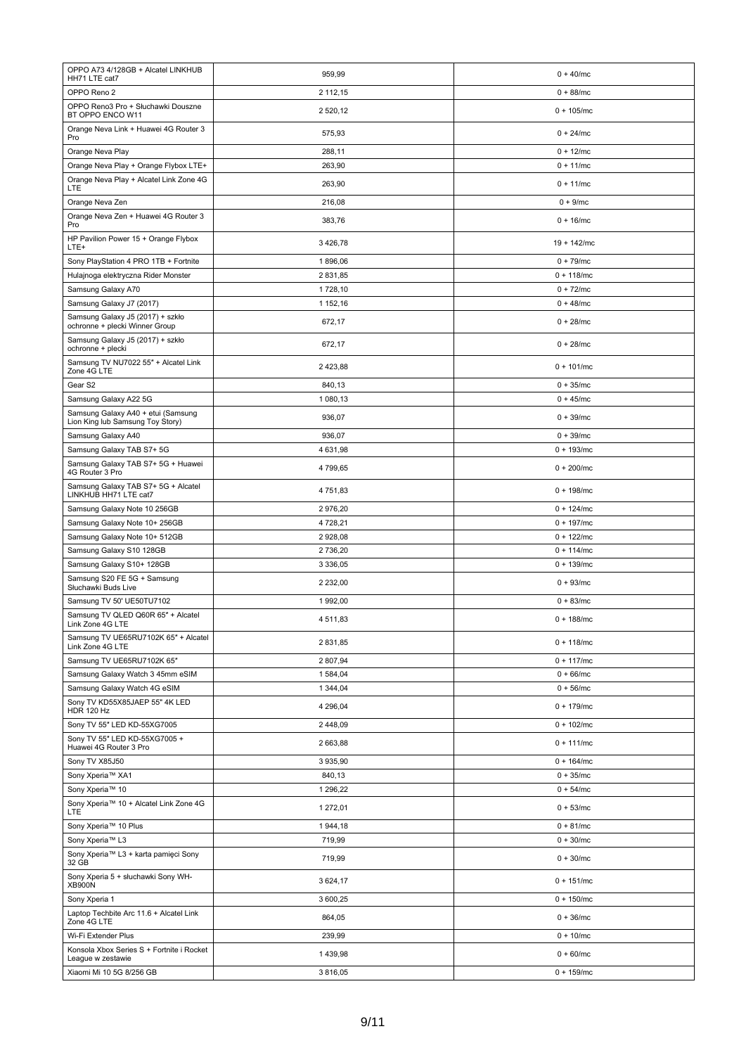| | | |
|---|---|---|
| OPPO A73 4/128GB + Alcatel LINKHUB HH71 LTE cat7 | 959,99 | 0 + 40/mc |
| OPPO Reno 2 | 2 112,15 | 0 + 88/mc |
| OPPO Reno3 Pro + Słuchawki Douszne BT OPPO ENCO W11 | 2 520,12 | 0 + 105/mc |
| Orange Neva Link + Huawei 4G Router 3 Pro | 575,93 | 0 + 24/mc |
| Orange Neva Play | 288,11 | 0 + 12/mc |
| Orange Neva Play + Orange Flybox LTE+ | 263,90 | 0 + 11/mc |
| Orange Neva Play + Alcatel Link Zone 4G LTE | 263,90 | 0 + 11/mc |
| Orange Neva Zen | 216,08 | 0 + 9/mc |
| Orange Neva Zen + Huawei 4G Router 3 Pro | 383,76 | 0 + 16/mc |
| HP Pavilion Power 15 + Orange Flybox LTE+ | 3 426,78 | 19 + 142/mc |
| Sony PlayStation 4 PRO 1TB + Fortnite | 1 896,06 | 0 + 79/mc |
| Hulajnoga elektryczna Rider Monster | 2 831,85 | 0 + 118/mc |
| Samsung Galaxy A70 | 1 728,10 | 0 + 72/mc |
| Samsung Galaxy J7 (2017) | 1 152,16 | 0 + 48/mc |
| Samsung Galaxy J5 (2017) + szkło ochronne + plecki Winner Group | 672,17 | 0 + 28/mc |
| Samsung Galaxy J5 (2017) + szkło ochronne + plecki | 672,17 | 0 + 28/mc |
| Samsung TV NU7022 55" + Alcatel Link Zone 4G LTE | 2 423,88 | 0 + 101/mc |
| Gear S2 | 840,13 | 0 + 35/mc |
| Samsung Galaxy A22 5G | 1 080,13 | 0 + 45/mc |
| Samsung Galaxy A40 + etui (Samsung Lion King lub Samsung Toy Story) | 936,07 | 0 + 39/mc |
| Samsung Galaxy A40 | 936,07 | 0 + 39/mc |
| Samsung Galaxy TAB S7+ 5G | 4 631,98 | 0 + 193/mc |
| Samsung Galaxy TAB S7+ 5G + Huawei 4G Router 3 Pro | 4 799,65 | 0 + 200/mc |
| Samsung Galaxy TAB S7+ 5G + Alcatel LINKHUB HH71 LTE cat7 | 4 751,83 | 0 + 198/mc |
| Samsung Galaxy Note 10 256GB | 2 976,20 | 0 + 124/mc |
| Samsung Galaxy Note 10+ 256GB | 4 728,21 | 0 + 197/mc |
| Samsung Galaxy Note 10+ 512GB | 2 928,08 | 0 + 122/mc |
| Samsung Galaxy S10 128GB | 2 736,20 | 0 + 114/mc |
| Samsung Galaxy S10+ 128GB | 3 336,05 | 0 + 139/mc |
| Samsung S20 FE 5G + Samsung Słuchawki Buds Live | 2 232,00 | 0 + 93/mc |
| Samsung TV 50' UE50TU7102 | 1 992,00 | 0 + 83/mc |
| Samsung TV QLED Q60R 65" + Alcatel Link Zone 4G LTE | 4 511,83 | 0 + 188/mc |
| Samsung TV UE65RU7102K 65" + Alcatel Link Zone 4G LTE | 2 831,85 | 0 + 118/mc |
| Samsung TV UE65RU7102K 65" | 2 807,94 | 0 + 117/mc |
| Samsung Galaxy Watch 3 45mm eSIM | 1 584,04 | 0 + 66/mc |
| Samsung Galaxy Watch 4G eSIM | 1 344,04 | 0 + 56/mc |
| Sony TV KD55X85JAEP 55" 4K LED HDR 120 Hz | 4 296,04 | 0 + 179/mc |
| Sony TV 55" LED KD-55XG7005 | 2 448,09 | 0 + 102/mc |
| Sony TV 55" LED KD-55XG7005 + Huawei 4G Router 3 Pro | 2 663,88 | 0 + 111/mc |
| Sony TV X85J50 | 3 935,90 | 0 + 164/mc |
| Sony Xperia™ XA1 | 840,13 | 0 + 35/mc |
| Sony Xperia™ 10 | 1 296,22 | 0 + 54/mc |
| Sony Xperia™ 10 + Alcatel Link Zone 4G LTE | 1 272,01 | 0 + 53/mc |
| Sony Xperia™ 10 Plus | 1 944,18 | 0 + 81/mc |
| Sony Xperia™ L3 | 719,99 | 0 + 30/mc |
| Sony Xperia™ L3 + karta pamięci Sony 32 GB | 719,99 | 0 + 30/mc |
| Sony Xperia 5 + słuchawki Sony WH-XB900N | 3 624,17 | 0 + 151/mc |
| Sony Xperia 1 | 3 600,25 | 0 + 150/mc |
| Laptop Techbite Arc 11.6 + Alcatel Link Zone 4G LTE | 864,05 | 0 + 36/mc |
| Wi-Fi Extender Plus | 239,99 | 0 + 10/mc |
| Konsola Xbox Series S + Fortnite i Rocket League w zestawie | 1 439,98 | 0 + 60/mc |
| Xiaomi Mi 10 5G 8/256 GB | 3 816,05 | 0 + 159/mc |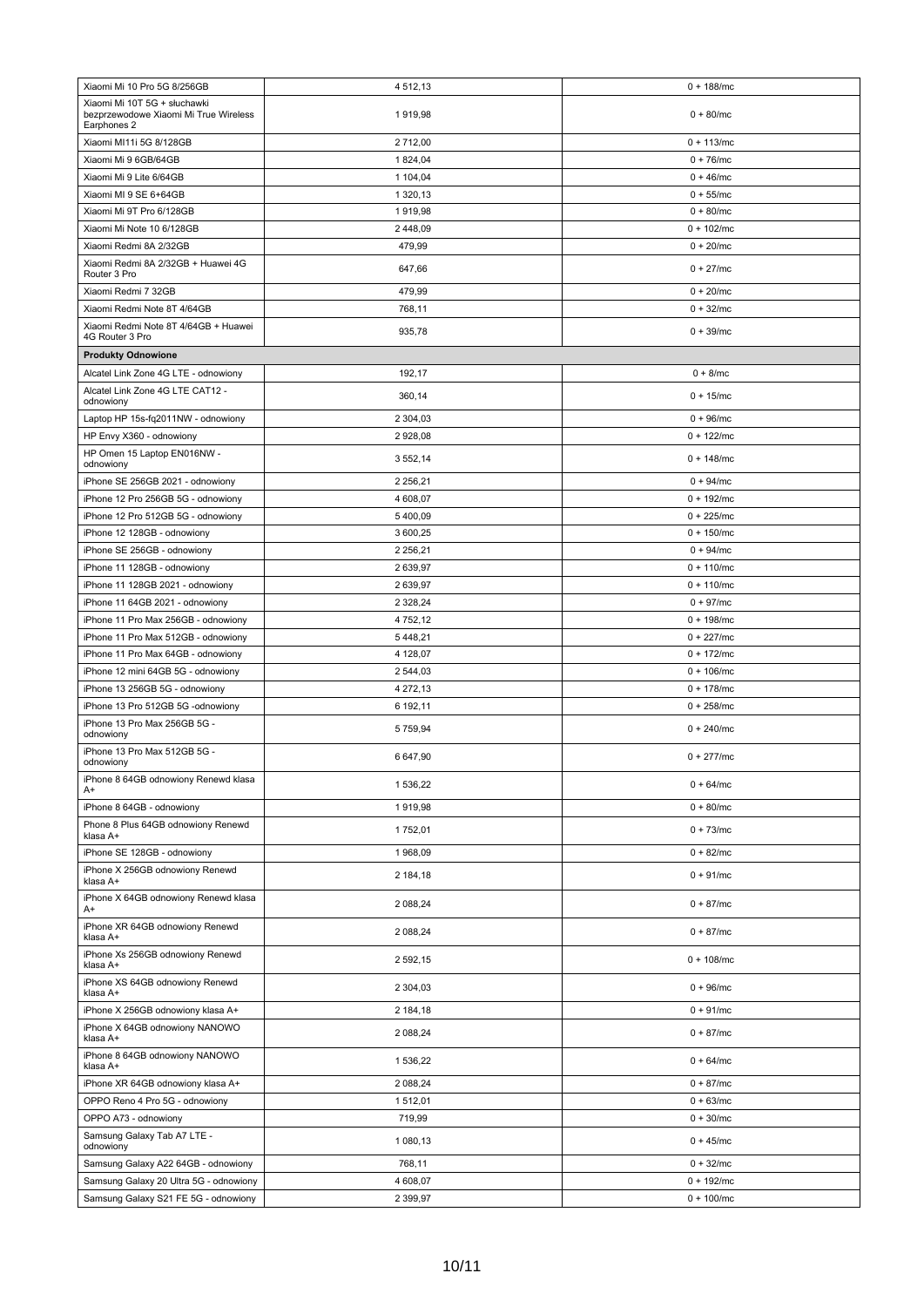| | | |
|---|---|---|
| Xiaomi Mi 10 Pro 5G 8/256GB | 4 512,13 | 0 + 188/mc |
| Xiaomi Mi 10T 5G + słuchawki bezprzewodowe Xiaomi Mi True Wireless Earphones 2 | 1 919,98 | 0 + 80/mc |
| Xiaomi MI11i 5G 8/128GB | 2 712,00 | 0 + 113/mc |
| Xiaomi Mi 9 6GB/64GB | 1 824,04 | 0 + 76/mc |
| Xiaomi Mi 9 Lite 6/64GB | 1 104,04 | 0 + 46/mc |
| Xiaomi MI 9 SE 6+64GB | 1 320,13 | 0 + 55/mc |
| Xiaomi Mi 9T Pro 6/128GB | 1 919,98 | 0 + 80/mc |
| Xiaomi Mi Note 10 6/128GB | 2 448,09 | 0 + 102/mc |
| Xiaomi Redmi 8A 2/32GB | 479,99 | 0 + 20/mc |
| Xiaomi Redmi 8A 2/32GB + Huawei 4G Router 3 Pro | 647,66 | 0 + 27/mc |
| Xiaomi Redmi 7 32GB | 479,99 | 0 + 20/mc |
| Xiaomi Redmi Note 8T 4/64GB | 768,11 | 0 + 32/mc |
| Xiaomi Redmi Note 8T 4/64GB + Huawei 4G Router 3 Pro | 935,78 | 0 + 39/mc |
| **Produkty Odnowione** | | |
| Alcatel Link Zone 4G LTE - odnowiony | 192,17 | 0 + 8/mc |
| Alcatel Link Zone 4G LTE CAT12 - odnowiony | 360,14 | 0 + 15/mc |
| Laptop HP 15s-fq2011NW - odnowiony | 2 304,03 | 0 + 96/mc |
| HP Envy X360 - odnowiony | 2 928,08 | 0 + 122/mc |
| HP Omen 15 Laptop EN016NW - odnowiony | 3 552,14 | 0 + 148/mc |
| iPhone SE 256GB 2021 - odnowiony | 2 256,21 | 0 + 94/mc |
| iPhone 12 Pro 256GB 5G - odnowiony | 4 608,07 | 0 + 192/mc |
| iPhone 12 Pro 512GB 5G - odnowiony | 5 400,09 | 0 + 225/mc |
| iPhone 12 128GB - odnowiony | 3 600,25 | 0 + 150/mc |
| iPhone SE 256GB - odnowiony | 2 256,21 | 0 + 94/mc |
| iPhone 11 128GB - odnowiony | 2 639,97 | 0 + 110/mc |
| iPhone 11 128GB 2021 - odnowiony | 2 639,97 | 0 + 110/mc |
| iPhone 11 64GB 2021 - odnowiony | 2 328,24 | 0 + 97/mc |
| iPhone 11 Pro Max 256GB - odnowiony | 4 752,12 | 0 + 198/mc |
| iPhone 11 Pro Max 512GB - odnowiony | 5 448,21 | 0 + 227/mc |
| iPhone 11 Pro Max 64GB - odnowiony | 4 128,07 | 0 + 172/mc |
| iPhone 12 mini 64GB 5G - odnowiony | 2 544,03 | 0 + 106/mc |
| iPhone 13 256GB 5G - odnowiony | 4 272,13 | 0 + 178/mc |
| iPhone 13 Pro 512GB 5G -odnowiony | 6 192,11 | 0 + 258/mc |
| iPhone 13 Pro Max 256GB 5G - odnowiony | 5 759,94 | 0 + 240/mc |
| iPhone 13 Pro Max 512GB 5G - odnowiony | 6 647,90 | 0 + 277/mc |
| iPhone 8 64GB odnowiony Renewd klasa A+ | 1 536,22 | 0 + 64/mc |
| iPhone 8 64GB - odnowiony | 1 919,98 | 0 + 80/mc |
| Phone 8 Plus 64GB odnowiony Renewd klasa A+ | 1 752,01 | 0 + 73/mc |
| iPhone SE 128GB - odnowiony | 1 968,09 | 0 + 82/mc |
| iPhone X 256GB odnowiony Renewd klasa A+ | 2 184,18 | 0 + 91/mc |
| iPhone X 64GB odnowiony Renewd klasa A+ | 2 088,24 | 0 + 87/mc |
| iPhone XR 64GB odnowiony Renewd klasa A+ | 2 088,24 | 0 + 87/mc |
| iPhone Xs 256GB odnowiony Renewd klasa A+ | 2 592,15 | 0 + 108/mc |
| iPhone XS 64GB odnowiony Renewd klasa A+ | 2 304,03 | 0 + 96/mc |
| iPhone X 256GB odnowiony klasa A+ | 2 184,18 | 0 + 91/mc |
| iPhone X 64GB odnowiony NANOWO klasa A+ | 2 088,24 | 0 + 87/mc |
| iPhone 8 64GB odnowiony NANOWO klasa A+ | 1 536,22 | 0 + 64/mc |
| iPhone XR 64GB odnowiony klasa A+ | 2 088,24 | 0 + 87/mc |
| OPPO Reno 4 Pro 5G - odnowiony | 1 512,01 | 0 + 63/mc |
| OPPO A73 - odnowiony | 719,99 | 0 + 30/mc |
| Samsung Galaxy Tab A7 LTE - odnowiony | 1 080,13 | 0 + 45/mc |
| Samsung Galaxy A22 64GB - odnowiony | 768,11 | 0 + 32/mc |
| Samsung Galaxy 20 Ultra 5G - odnowiony | 4 608,07 | 0 + 192/mc |
| Samsung Galaxy S21 FE 5G - odnowiony | 2 399,97 | 0 + 100/mc |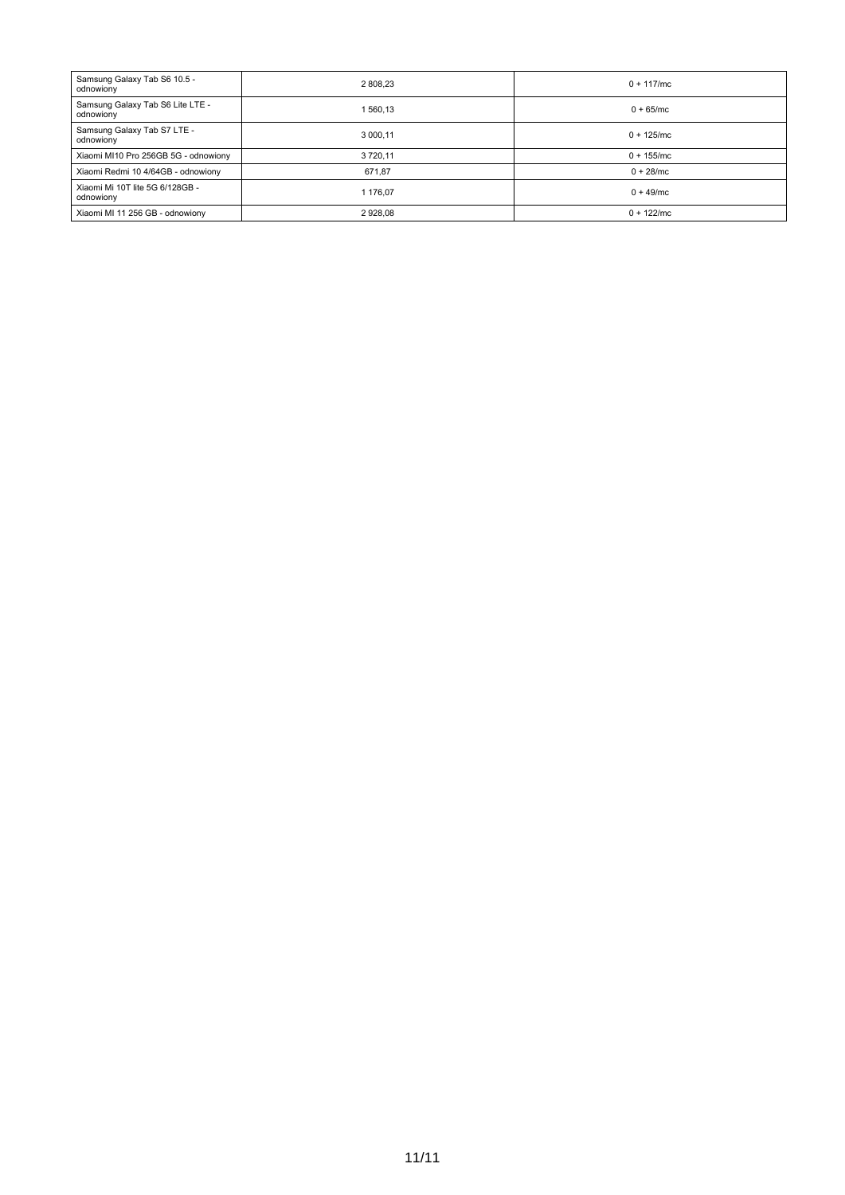| | | |
|---|---|---|
| Samsung Galaxy Tab S6 10.5 - odnowiony | 2 808,23 | 0 + 117/mc |
| Samsung Galaxy Tab S6 Lite LTE - odnowiony | 1 560,13 | 0 + 65/mc |
| Samsung Galaxy Tab S7 LTE - odnowiony | 3 000,11 | 0 + 125/mc |
| Xiaomi MI10 Pro 256GB 5G - odnowiony | 3 720,11 | 0 + 155/mc |
| Xiaomi Redmi 10 4/64GB - odnowiony | 671,87 | 0 + 28/mc |
| Xiaomi Mi 10T lite 5G 6/128GB - odnowiony | 1 176,07 | 0 + 49/mc |
| Xiaomi MI 11 256 GB - odnowiony | 2 928,08 | 0 + 122/mc |